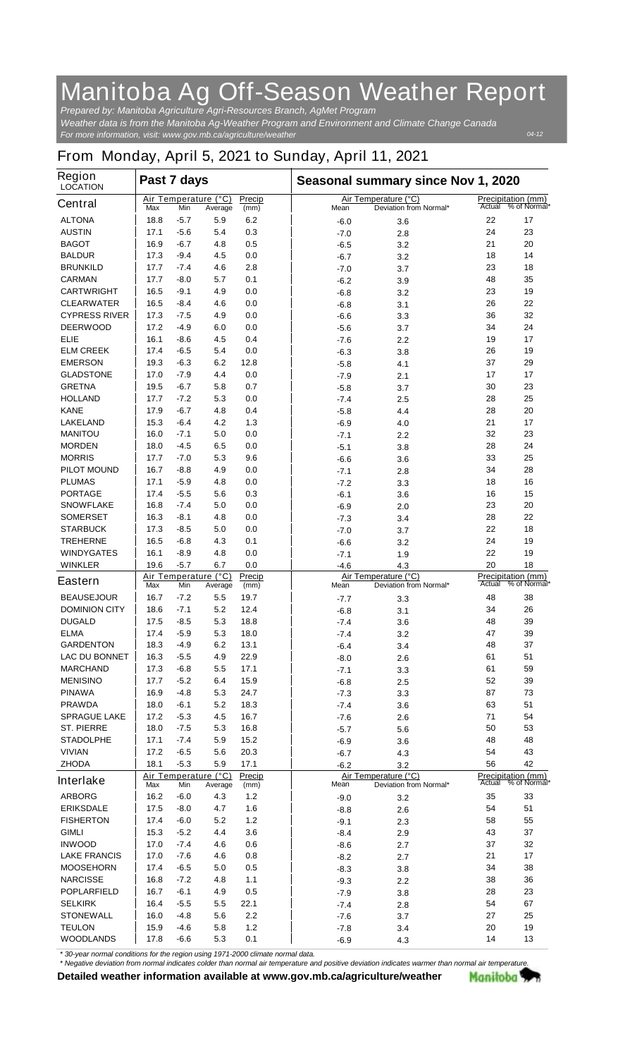# Manitoba Ag Off-Season Weather Report

*Prepared by: Manitoba Agriculture Agri-Resources Branch, AgMet Program*
*Weather data is from the Manitoba Ag-Weather Program and Environment and Climate Change Canada*
*For more information, visit: www.gov.mb.ca/agriculture/weather*

04-12

## From Monday, April 5, 2021 to Sunday, April 11, 2021

| Region LOCATION | Past 7 days | | | | Seasonal summary since Nov 1, 2020 | | | |
|---|---|---|---|---|---|---|---|---|
| | Air Temperature (°C) | | | Precip | Air Temperature (°C) | | Precipitation (mm) | |
| **Central** | Max | Min | Average | (mm) | Mean | Deviation from Normal* | Actual | % of Normal* |
| ALTONA | 18.8 | -5.7 | 5.9 | 6.2 | -6.0 | 3.6 | 22 | 17 |
| AUSTIN | 17.1 | -5.6 | 5.4 | 0.3 | -7.0 | 2.8 | 24 | 23 |
| BAGOT | 16.9 | -6.7 | 4.8 | 0.5 | -6.5 | 3.2 | 21 | 20 |
| BALDUR | 17.3 | -9.4 | 4.5 | 0.0 | -6.7 | 3.2 | 18 | 14 |
| BRUNKILD | 17.7 | -7.4 | 4.6 | 2.8 | -7.0 | 3.7 | 23 | 18 |
| CARMAN | 17.7 | -8.0 | 5.7 | 0.1 | -6.2 | 3.9 | 48 | 35 |
| CARTWRIGHT | 16.5 | -9.1 | 4.9 | 0.0 | -6.8 | 3.2 | 23 | 19 |
| CLEARWATER | 16.5 | -8.4 | 4.6 | 0.0 | -6.8 | 3.1 | 26 | 22 |
| CYPRESS RIVER | 17.3 | -7.5 | 4.9 | 0.0 | -6.6 | 3.3 | 36 | 32 |
| DEERWOOD | 17.2 | -4.9 | 6.0 | 0.0 | -5.6 | 3.7 | 34 | 24 |
| ELIE | 16.1 | -8.6 | 4.5 | 0.4 | -7.6 | 2.2 | 19 | 17 |
| ELM CREEK | 17.4 | -6.5 | 5.4 | 0.0 | -6.3 | 3.8 | 26 | 19 |
| EMERSON | 19.3 | -6.3 | 6.2 | 12.8 | -5.8 | 4.1 | 37 | 29 |
| GLADSTONE | 17.0 | -7.9 | 4.4 | 0.0 | -7.9 | 2.1 | 17 | 17 |
| GRETNA | 19.5 | -6.7 | 5.8 | 0.7 | -5.8 | 3.7 | 30 | 23 |
| HOLLAND | 17.7 | -7.2 | 5.3 | 0.0 | -7.4 | 2.5 | 28 | 25 |
| KANE | 17.9 | -6.7 | 4.8 | 0.4 | -5.8 | 4.4 | 28 | 20 |
| LAKELAND | 15.3 | -6.4 | 4.2 | 1.3 | -6.9 | 4.0 | 21 | 17 |
| MANITOU | 16.0 | -7.1 | 5.0 | 0.0 | -7.1 | 2.2 | 32 | 23 |
| MORDEN | 18.0 | -4.5 | 6.5 | 0.0 | -5.1 | 3.8 | 28 | 24 |
| MORRIS | 17.7 | -7.0 | 5.3 | 9.6 | -6.6 | 3.6 | 33 | 25 |
| PILOT MOUND | 16.7 | -8.8 | 4.9 | 0.0 | -7.1 | 2.8 | 34 | 28 |
| PLUMAS | 17.1 | -5.9 | 4.8 | 0.0 | -7.2 | 3.3 | 18 | 16 |
| PORTAGE | 17.4 | -5.5 | 5.6 | 0.3 | -6.1 | 3.6 | 16 | 15 |
| SNOWFLAKE | 16.8 | -7.4 | 5.0 | 0.0 | -6.9 | 2.0 | 23 | 20 |
| SOMERSET | 16.3 | -8.1 | 4.8 | 0.0 | -7.3 | 3.4 | 28 | 22 |
| STARBUCK | 17.3 | -8.5 | 5.0 | 0.0 | -7.0 | 3.7 | 22 | 18 |
| TREHERNE | 16.5 | -6.8 | 4.3 | 0.1 | -6.6 | 3.2 | 24 | 19 |
| WINDYGATES | 16.1 | -8.9 | 4.8 | 0.0 | -7.1 | 1.9 | 22 | 19 |
| WINKLER | 19.6 | -5.7 | 6.7 | 0.0 | -4.6 | 4.3 | 20 | 18 |
| | Air Temperature (°C) | | | Precip | Air Temperature (°C) | | Precipitation (mm) | |
| **Eastern** | Max | Min | Average | (mm) | Mean | Deviation from Normal* | Actual | % of Normal* |
| BEAUSEJOUR | 16.7 | -7.2 | 5.5 | 19.7 | -7.7 | 3.3 | 48 | 38 |
| DOMINION CITY | 18.6 | -7.1 | 5.2 | 12.4 | -6.8 | 3.1 | 34 | 26 |
| DUGALD | 17.5 | -8.5 | 5.3 | 18.8 | -7.4 | 3.6 | 48 | 39 |
| ELMA | 17.4 | -5.9 | 5.3 | 18.0 | -7.4 | 3.2 | 47 | 39 |
| GARDENTON | 18.3 | -4.9 | 6.2 | 13.1 | -6.4 | 3.4 | 48 | 37 |
| LAC DU BONNET | 16.3 | -5.5 | 4.9 | 22.9 | -8.0 | 2.6 | 61 | 51 |
| MARCHAND | 17.3 | -6.8 | 5.5 | 17.1 | -7.1 | 3.3 | 61 | 59 |
| MENISINO | 17.7 | -5.2 | 6.4 | 15.9 | -6.8 | 2.5 | 52 | 39 |
| PINAWA | 16.9 | -4.8 | 5.3 | 24.7 | -7.3 | 3.3 | 87 | 73 |
| PRAWDA | 18.0 | -6.1 | 5.2 | 18.3 | -7.4 | 3.6 | 63 | 51 |
| SPRAGUE LAKE | 17.2 | -5.3 | 4.5 | 16.7 | -7.6 | 2.6 | 71 | 54 |
| ST. PIERRE | 18.0 | -7.5 | 5.3 | 16.8 | -5.7 | 5.6 | 50 | 53 |
| STADOLPHE | 17.1 | -7.4 | 5.9 | 15.2 | -6.9 | 3.6 | 48 | 48 |
| VIVIAN | 17.2 | -6.5 | 5.6 | 20.3 | -6.7 | 4.3 | 54 | 43 |
| ZHODA | 18.1 | -5.3 | 5.9 | 17.1 | -6.2 | 3.2 | 56 | 42 |
| | Air Temperature (°C) | | | Precip | Air Temperature (°C) | | Precipitation (mm) | |
| **Interlake** | Max | Min | Average | (mm) | Mean | Deviation from Normal* | Actual | % of Normal* |
| ARBORG | 16.2 | -6.0 | 4.3 | 1.2 | -9.0 | 3.2 | 35 | 33 |
| ERIKSDALE | 17.5 | -8.0 | 4.7 | 1.6 | -8.8 | 2.6 | 54 | 51 |
| FISHERTON | 17.4 | -6.0 | 5.2 | 1.2 | -9.1 | 2.3 | 58 | 55 |
| GIMLI | 15.3 | -5.2 | 4.4 | 3.6 | -8.4 | 2.9 | 43 | 37 |
| INWOOD | 17.0 | -7.4 | 4.6 | 0.6 | -8.6 | 2.7 | 37 | 32 |
| LAKE FRANCIS | 17.0 | -7.6 | 4.6 | 0.8 | -8.2 | 2.7 | 21 | 17 |
| MOOSEHORN | 17.4 | -6.5 | 5.0 | 0.5 | -8.3 | 3.8 | 34 | 38 |
| NARCISSE | 16.8 | -7.2 | 4.8 | 1.1 | -9.3 | 2.2 | 38 | 36 |
| POPLARFIELD | 16.7 | -6.1 | 4.9 | 0.5 | -7.9 | 3.8 | 28 | 23 |
| SELKIRK | 16.4 | -5.5 | 5.5 | 22.1 | -7.4 | 2.8 | 54 | 67 |
| STONEWALL | 16.0 | -4.8 | 5.6 | 2.2 | -7.6 | 3.7 | 27 | 25 |
| TEULON | 15.9 | -4.6 | 5.8 | 1.2 | -7.8 | 3.4 | 20 | 19 |
| WOODLANDS | 17.8 | -6.6 | 5.3 | 0.1 | -6.9 | 4.3 | 14 | 13 |

*\* 30-year normal conditions for the region using 1971-2000 climate normal data.*
*\* Negative deviation from normal indicates colder than normal air temperature and positive deviation indicates warmer than normal air temperature.*

**Detailed weather information available at www.gov.mb.ca/agriculture/weather**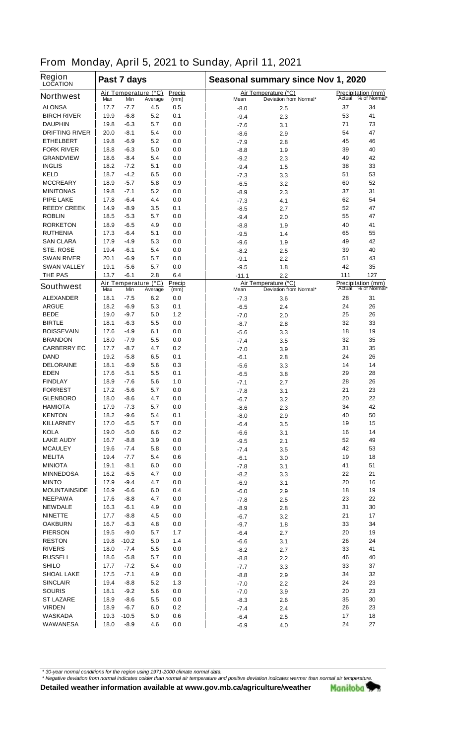## From Monday, April 5, 2021 to Sunday, April 11, 2021

| Region LOCATION | Past 7 days | | | | Seasonal summary since Nov 1, 2020 | | | |
|---|---|---|---|---|---|---|---|---|
| | Air Temperature (°C) | | | Precip | Air Temperature (°C) | | Precipitation (mm) | |
| **Northwest** | Max | Min | Average | (mm) | Mean | Deviation from Normal* | Actual | % of Normal* |
| ALONSA | 17.7 | -7.7 | 4.5 | 0.5 | -8.0 | 2.5 | 37 | 34 |
| BIRCH RIVER | 19.9 | -6.8 | 5.2 | 0.1 | -9.4 | 2.3 | 53 | 41 |
| DAUPHIN | 19.8 | -6.3 | 5.7 | 0.0 | -7.6 | 3.1 | 71 | 73 |
| DRIFTING RIVER | 20.0 | -8.1 | 5.4 | 0.0 | -8.6 | 2.9 | 54 | 47 |
| ETHELBERT | 19.8 | -6.9 | 5.2 | 0.0 | -7.9 | 2.8 | 45 | 46 |
| FORK RIVER | 18.8 | -6.3 | 5.0 | 0.0 | -8.8 | 1.9 | 39 | 40 |
| GRANDVIEW | 18.6 | -8.4 | 5.4 | 0.0 | -9.2 | 2.3 | 49 | 42 |
| INGLIS | 18.2 | -7.2 | 5.1 | 0.0 | -9.4 | 1.5 | 38 | 33 |
| KELD | 18.7 | -4.2 | 6.5 | 0.0 | -7.3 | 3.3 | 51 | 53 |
| MCCREARY | 18.9 | -5.7 | 5.8 | 0.9 | -6.5 | 3.2 | 60 | 52 |
| MINITONAS | 19.8 | -7.1 | 5.2 | 0.0 | -8.9 | 2.3 | 37 | 31 |
| PIPE LAKE | 17.8 | -6.4 | 4.4 | 0.0 | -7.3 | 4.1 | 62 | 54 |
| REEDY CREEK | 14.9 | -8.9 | 3.5 | 0.1 | -8.5 | 2.7 | 52 | 47 |
| ROBLIN | 18.5 | -5.3 | 5.7 | 0.0 | -9.4 | 2.0 | 55 | 47 |
| RORKETON | 18.9 | -6.5 | 4.9 | 0.0 | -8.8 | 1.9 | 40 | 41 |
| RUTHENIA | 17.3 | -6.4 | 5.1 | 0.0 | -9.5 | 1.4 | 65 | 55 |
| SAN CLARA | 17.9 | -4.9 | 5.3 | 0.0 | -9.6 | 1.9 | 49 | 42 |
| STE. ROSE | 19.4 | -6.1 | 5.4 | 0.0 | -8.2 | 2.5 | 39 | 40 |
| SWAN RIVER | 20.1 | -6.9 | 5.7 | 0.0 | -9.1 | 2.2 | 51 | 43 |
| SWAN VALLEY | 19.1 | -5.6 | 5.7 | 0.0 | -9.5 | 1.8 | 42 | 35 |
| THE PAS | 13.7 | -6.1 | 2.8 | 6.4 | -11.1 | 2.2 | 111 | 127 |
| | Air Temperature (°C) | | | Precip | Air Temperature (°C) | | Precipitation (mm) | |
| **Southwest** | Max | Min | Average | (mm) | Mean | Deviation from Normal* | Actual | % of Normal* |
| ALEXANDER | 18.1 | -7.5 | 6.2 | 0.0 | -7.3 | 3.6 | 28 | 31 |
| ARGUE | 18.2 | -6.9 | 5.3 | 0.1 | -6.5 | 2.4 | 24 | 26 |
| BEDE | 19.0 | -9.7 | 5.0 | 1.2 | -7.0 | 2.0 | 25 | 26 |
| BIRTLE | 18.1 | -6.3 | 5.5 | 0.0 | -8.7 | 2.8 | 32 | 33 |
| BOISSEVAIN | 17.6 | -4.9 | 6.1 | 0.0 | -5.6 | 3.3 | 18 | 19 |
| BRANDON | 18.0 | -7.9 | 5.5 | 0.0 | -7.4 | 3.5 | 32 | 35 |
| CARBERRY EC | 17.7 | -8.7 | 4.7 | 0.2 | -7.0 | 3.9 | 31 | 35 |
| DAND | 19.2 | -5.8 | 6.5 | 0.1 | -6.1 | 2.8 | 24 | 26 |
| DELORAINE | 18.1 | -6.9 | 5.6 | 0.3 | -5.6 | 3.3 | 14 | 14 |
| EDEN | 17.6 | -5.1 | 5.5 | 0.1 | -6.5 | 3.8 | 29 | 28 |
| FINDLAY | 18.9 | -7.6 | 5.6 | 1.0 | -7.1 | 2.7 | 28 | 26 |
| FORREST | 17.2 | -5.6 | 5.7 | 0.0 | -7.8 | 3.1 | 21 | 23 |
| GLENBORO | 18.0 | -8.6 | 4.7 | 0.0 | -6.7 | 3.2 | 20 | 22 |
| HAMIOTA | 17.9 | -7.3 | 5.7 | 0.0 | -8.6 | 2.3 | 34 | 42 |
| KENTON | 18.2 | -9.6 | 5.4 | 0.1 | -8.0 | 2.9 | 40 | 50 |
| KILLARNEY | 17.0 | -6.5 | 5.7 | 0.0 | -6.4 | 3.5 | 19 | 15 |
| KOLA | 19.0 | -5.0 | 6.6 | 0.2 | -6.6 | 3.1 | 16 | 14 |
| LAKE AUDY | 16.7 | -8.8 | 3.9 | 0.0 | -9.5 | 2.1 | 52 | 49 |
| MCAULEY | 19.6 | -7.4 | 5.8 | 0.0 | -7.4 | 3.5 | 42 | 53 |
| MELITA | 19.4 | -7.7 | 5.4 | 0.6 | -6.1 | 3.0 | 19 | 18 |
| MINIOTA | 19.1 | -8.1 | 6.0 | 0.0 | -7.8 | 3.1 | 41 | 51 |
| MINNEDOSA | 16.2 | -6.5 | 4.7 | 0.0 | -8.2 | 3.3 | 22 | 21 |
| MINTO | 17.9 | -9.4 | 4.7 | 0.0 | -6.9 | 3.1 | 20 | 16 |
| MOUNTAINSIDE | 16.9 | -6.6 | 6.0 | 0.4 | -6.0 | 2.9 | 18 | 19 |
| NEEPAWA | 17.6 | -8.8 | 4.7 | 0.0 | -7.8 | 2.5 | 23 | 22 |
| NEWDALE | 16.3 | -6.1 | 4.9 | 0.0 | -8.9 | 2.8 | 31 | 30 |
| NINETTE | 17.7 | -8.8 | 4.5 | 0.0 | -6.7 | 3.2 | 21 | 17 |
| OAKBURN | 16.7 | -6.3 | 4.8 | 0.0 | -9.7 | 1.8 | 33 | 34 |
| PIERSON | 19.5 | -9.0 | 5.7 | 1.7 | -6.4 | 2.7 | 20 | 19 |
| RESTON | 19.8 | -10.2 | 5.0 | 1.4 | -6.6 | 3.1 | 26 | 24 |
| RIVERS | 18.0 | -7.4 | 5.5 | 0.0 | -8.2 | 2.7 | 33 | 41 |
| RUSSELL | 18.6 | -5.8 | 5.7 | 0.0 | -8.8 | 2.2 | 46 | 40 |
| SHILO | 17.7 | -7.2 | 5.4 | 0.0 | -7.7 | 3.3 | 33 | 37 |
| SHOAL LAKE | 17.5 | -7.1 | 4.9 | 0.0 | -8.8 | 2.9 | 34 | 32 |
| SINCLAIR | 19.4 | -8.8 | 5.2 | 1.3 | -7.0 | 2.2 | 24 | 23 |
| SOURIS | 18.1 | -9.2 | 5.6 | 0.0 | -7.0 | 3.9 | 20 | 23 |
| ST LAZARE | 18.9 | -8.6 | 5.5 | 0.0 | -8.3 | 2.6 | 35 | 30 |
| VIRDEN | 18.9 | -6.7 | 6.0 | 0.2 | -7.4 | 2.4 | 26 | 23 |
| WASKADA | 19.3 | -10.5 | 5.0 | 0.6 | -6.4 | 2.5 | 17 | 18 |
| WAWANESA | 18.0 | -8.9 | 4.6 | 0.0 | -6.9 | 4.0 | 24 | 27 |

*\* 30-year normal conditions for the region using 1971-2000 climate normal data.*

*\* Negative deviation from normal indicates colder than normal air temperature and positive deviation indicates warmer than normal air temperature.*

**Detailed weather information available at www.gov.mb.ca/agriculture/weather**